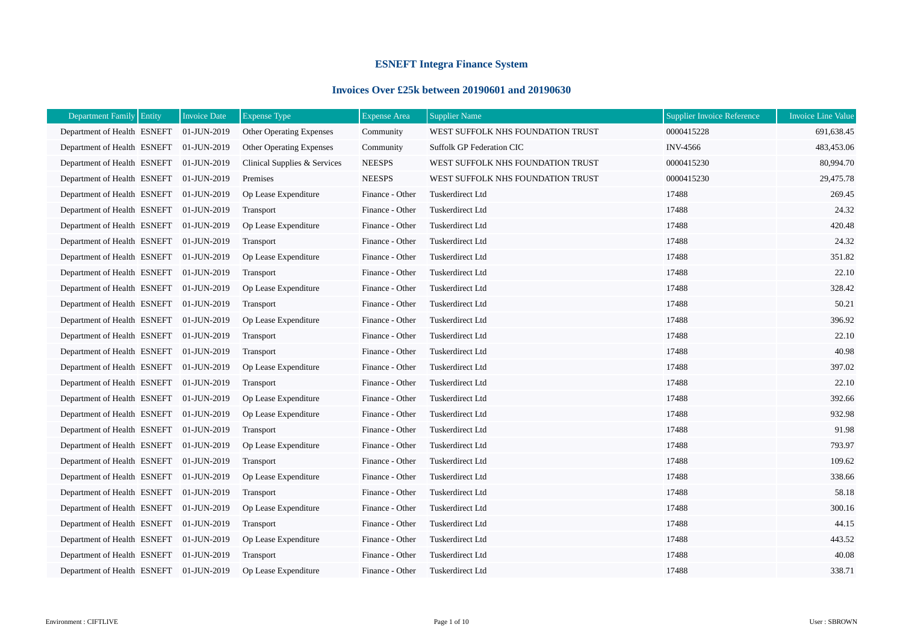# ESNEFT Integra Finance System

## Invoices Over £25k between 20190601 and 20190630

| Department Family | Entity | Invoice Date | Expense Type | Expense Area | Supplier Name | Supplier Invoice Reference | Invoice Line Value |
|---|---|---|---|---|---|---|---|
| Department of Health | ESNEFT | 01-JUN-2019 | Other Operating Expenses | Community | WEST SUFFOLK NHS FOUNDATION TRUST | 0000415228 | 691,638.45 |
| Department of Health | ESNEFT | 01-JUN-2019 | Other Operating Expenses | Community | Suffolk GP Federation CIC | INV-4566 | 483,453.06 |
| Department of Health | ESNEFT | 01-JUN-2019 | Clinical Supplies & Services | NEESPS | WEST SUFFOLK NHS FOUNDATION TRUST | 0000415230 | 80,994.70 |
| Department of Health | ESNEFT | 01-JUN-2019 | Premises | NEESPS | WEST SUFFOLK NHS FOUNDATION TRUST | 0000415230 | 29,475.78 |
| Department of Health | ESNEFT | 01-JUN-2019 | Op Lease Expenditure | Finance - Other | Tuskerdirect Ltd | 17488 | 269.45 |
| Department of Health | ESNEFT | 01-JUN-2019 | Transport | Finance - Other | Tuskerdirect Ltd | 17488 | 24.32 |
| Department of Health | ESNEFT | 01-JUN-2019 | Op Lease Expenditure | Finance - Other | Tuskerdirect Ltd | 17488 | 420.48 |
| Department of Health | ESNEFT | 01-JUN-2019 | Transport | Finance - Other | Tuskerdirect Ltd | 17488 | 24.32 |
| Department of Health | ESNEFT | 01-JUN-2019 | Op Lease Expenditure | Finance - Other | Tuskerdirect Ltd | 17488 | 351.82 |
| Department of Health | ESNEFT | 01-JUN-2019 | Transport | Finance - Other | Tuskerdirect Ltd | 17488 | 22.10 |
| Department of Health | ESNEFT | 01-JUN-2019 | Op Lease Expenditure | Finance - Other | Tuskerdirect Ltd | 17488 | 328.42 |
| Department of Health | ESNEFT | 01-JUN-2019 | Transport | Finance - Other | Tuskerdirect Ltd | 17488 | 50.21 |
| Department of Health | ESNEFT | 01-JUN-2019 | Op Lease Expenditure | Finance - Other | Tuskerdirect Ltd | 17488 | 396.92 |
| Department of Health | ESNEFT | 01-JUN-2019 | Transport | Finance - Other | Tuskerdirect Ltd | 17488 | 22.10 |
| Department of Health | ESNEFT | 01-JUN-2019 | Transport | Finance - Other | Tuskerdirect Ltd | 17488 | 40.98 |
| Department of Health | ESNEFT | 01-JUN-2019 | Op Lease Expenditure | Finance - Other | Tuskerdirect Ltd | 17488 | 397.02 |
| Department of Health | ESNEFT | 01-JUN-2019 | Transport | Finance - Other | Tuskerdirect Ltd | 17488 | 22.10 |
| Department of Health | ESNEFT | 01-JUN-2019 | Op Lease Expenditure | Finance - Other | Tuskerdirect Ltd | 17488 | 392.66 |
| Department of Health | ESNEFT | 01-JUN-2019 | Op Lease Expenditure | Finance - Other | Tuskerdirect Ltd | 17488 | 932.98 |
| Department of Health | ESNEFT | 01-JUN-2019 | Transport | Finance - Other | Tuskerdirect Ltd | 17488 | 91.98 |
| Department of Health | ESNEFT | 01-JUN-2019 | Op Lease Expenditure | Finance - Other | Tuskerdirect Ltd | 17488 | 793.97 |
| Department of Health | ESNEFT | 01-JUN-2019 | Transport | Finance - Other | Tuskerdirect Ltd | 17488 | 109.62 |
| Department of Health | ESNEFT | 01-JUN-2019 | Op Lease Expenditure | Finance - Other | Tuskerdirect Ltd | 17488 | 338.66 |
| Department of Health | ESNEFT | 01-JUN-2019 | Transport | Finance - Other | Tuskerdirect Ltd | 17488 | 58.18 |
| Department of Health | ESNEFT | 01-JUN-2019 | Op Lease Expenditure | Finance - Other | Tuskerdirect Ltd | 17488 | 300.16 |
| Department of Health | ESNEFT | 01-JUN-2019 | Transport | Finance - Other | Tuskerdirect Ltd | 17488 | 44.15 |
| Department of Health | ESNEFT | 01-JUN-2019 | Op Lease Expenditure | Finance - Other | Tuskerdirect Ltd | 17488 | 443.52 |
| Department of Health | ESNEFT | 01-JUN-2019 | Transport | Finance - Other | Tuskerdirect Ltd | 17488 | 40.08 |
| Department of Health | ESNEFT | 01-JUN-2019 | Op Lease Expenditure | Finance - Other | Tuskerdirect Ltd | 17488 | 338.71 |

Environment : CIFTLIVE

User : SBROWN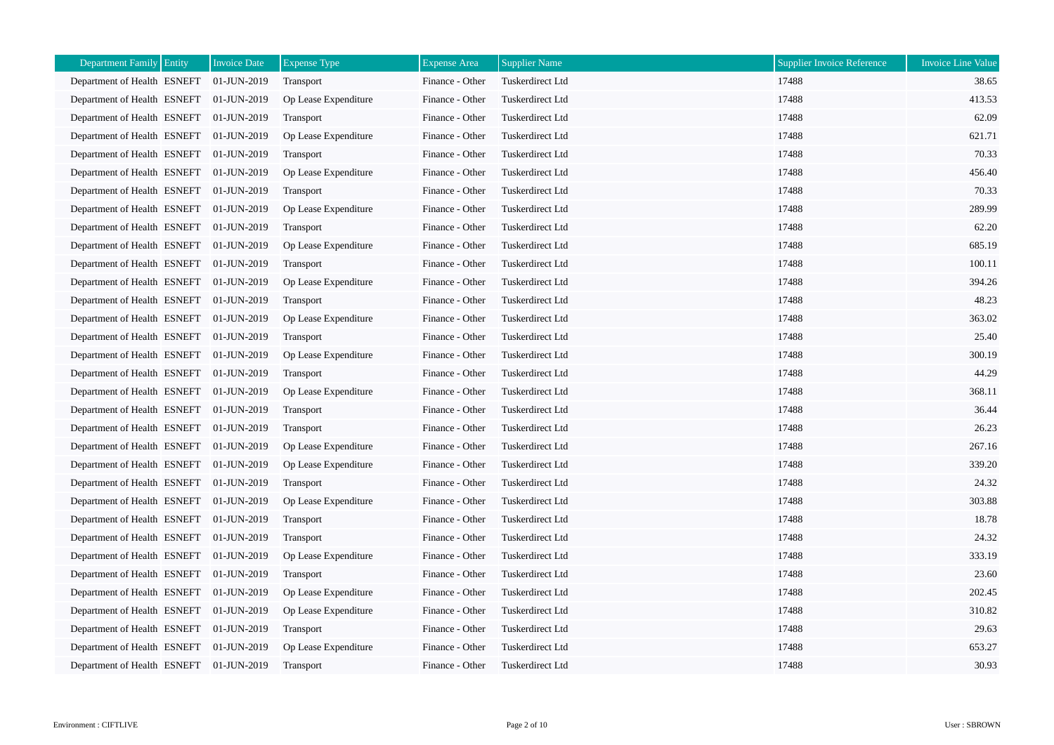| Department Family | Entity | Invoice Date | Expense Type | Expense Area | Supplier Name | Supplier Invoice Reference | Invoice Line Value |
|---|---|---|---|---|---|---|---|
| Department of Health | ESNEFT | 01-JUN-2019 | Transport | Finance - Other | Tuskerdirect Ltd | 17488 | 38.65 |
| Department of Health | ESNEFT | 01-JUN-2019 | Op Lease Expenditure | Finance - Other | Tuskerdirect Ltd | 17488 | 413.53 |
| Department of Health | ESNEFT | 01-JUN-2019 | Transport | Finance - Other | Tuskerdirect Ltd | 17488 | 62.09 |
| Department of Health | ESNEFT | 01-JUN-2019 | Op Lease Expenditure | Finance - Other | Tuskerdirect Ltd | 17488 | 621.71 |
| Department of Health | ESNEFT | 01-JUN-2019 | Transport | Finance - Other | Tuskerdirect Ltd | 17488 | 70.33 |
| Department of Health | ESNEFT | 01-JUN-2019 | Op Lease Expenditure | Finance - Other | Tuskerdirect Ltd | 17488 | 456.40 |
| Department of Health | ESNEFT | 01-JUN-2019 | Transport | Finance - Other | Tuskerdirect Ltd | 17488 | 70.33 |
| Department of Health | ESNEFT | 01-JUN-2019 | Op Lease Expenditure | Finance - Other | Tuskerdirect Ltd | 17488 | 289.99 |
| Department of Health | ESNEFT | 01-JUN-2019 | Transport | Finance - Other | Tuskerdirect Ltd | 17488 | 62.20 |
| Department of Health | ESNEFT | 01-JUN-2019 | Op Lease Expenditure | Finance - Other | Tuskerdirect Ltd | 17488 | 685.19 |
| Department of Health | ESNEFT | 01-JUN-2019 | Transport | Finance - Other | Tuskerdirect Ltd | 17488 | 100.11 |
| Department of Health | ESNEFT | 01-JUN-2019 | Op Lease Expenditure | Finance - Other | Tuskerdirect Ltd | 17488 | 394.26 |
| Department of Health | ESNEFT | 01-JUN-2019 | Transport | Finance - Other | Tuskerdirect Ltd | 17488 | 48.23 |
| Department of Health | ESNEFT | 01-JUN-2019 | Op Lease Expenditure | Finance - Other | Tuskerdirect Ltd | 17488 | 363.02 |
| Department of Health | ESNEFT | 01-JUN-2019 | Transport | Finance - Other | Tuskerdirect Ltd | 17488 | 25.40 |
| Department of Health | ESNEFT | 01-JUN-2019 | Op Lease Expenditure | Finance - Other | Tuskerdirect Ltd | 17488 | 300.19 |
| Department of Health | ESNEFT | 01-JUN-2019 | Transport | Finance - Other | Tuskerdirect Ltd | 17488 | 44.29 |
| Department of Health | ESNEFT | 01-JUN-2019 | Op Lease Expenditure | Finance - Other | Tuskerdirect Ltd | 17488 | 368.11 |
| Department of Health | ESNEFT | 01-JUN-2019 | Transport | Finance - Other | Tuskerdirect Ltd | 17488 | 36.44 |
| Department of Health | ESNEFT | 01-JUN-2019 | Transport | Finance - Other | Tuskerdirect Ltd | 17488 | 26.23 |
| Department of Health | ESNEFT | 01-JUN-2019 | Op Lease Expenditure | Finance - Other | Tuskerdirect Ltd | 17488 | 267.16 |
| Department of Health | ESNEFT | 01-JUN-2019 | Op Lease Expenditure | Finance - Other | Tuskerdirect Ltd | 17488 | 339.20 |
| Department of Health | ESNEFT | 01-JUN-2019 | Transport | Finance - Other | Tuskerdirect Ltd | 17488 | 24.32 |
| Department of Health | ESNEFT | 01-JUN-2019 | Op Lease Expenditure | Finance - Other | Tuskerdirect Ltd | 17488 | 303.88 |
| Department of Health | ESNEFT | 01-JUN-2019 | Transport | Finance - Other | Tuskerdirect Ltd | 17488 | 18.78 |
| Department of Health | ESNEFT | 01-JUN-2019 | Transport | Finance - Other | Tuskerdirect Ltd | 17488 | 24.32 |
| Department of Health | ESNEFT | 01-JUN-2019 | Op Lease Expenditure | Finance - Other | Tuskerdirect Ltd | 17488 | 333.19 |
| Department of Health | ESNEFT | 01-JUN-2019 | Transport | Finance - Other | Tuskerdirect Ltd | 17488 | 23.60 |
| Department of Health | ESNEFT | 01-JUN-2019 | Op Lease Expenditure | Finance - Other | Tuskerdirect Ltd | 17488 | 202.45 |
| Department of Health | ESNEFT | 01-JUN-2019 | Op Lease Expenditure | Finance - Other | Tuskerdirect Ltd | 17488 | 310.82 |
| Department of Health | ESNEFT | 01-JUN-2019 | Transport | Finance - Other | Tuskerdirect Ltd | 17488 | 29.63 |
| Department of Health | ESNEFT | 01-JUN-2019 | Op Lease Expenditure | Finance - Other | Tuskerdirect Ltd | 17488 | 653.27 |
| Department of Health | ESNEFT | 01-JUN-2019 | Transport | Finance - Other | Tuskerdirect Ltd | 17488 | 30.93 |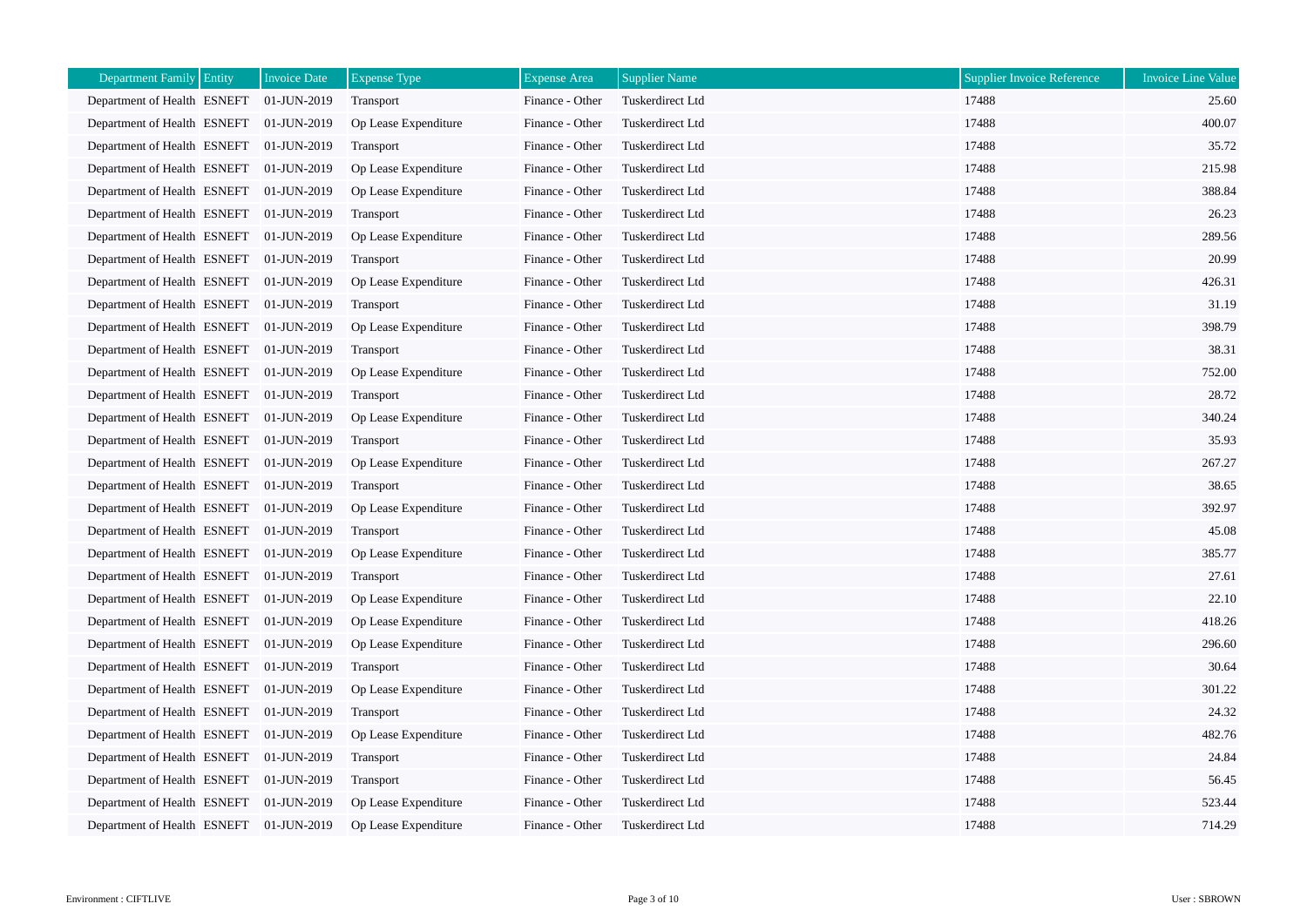| Department Family | Entity | Invoice Date | Expense Type | Expense Area | Supplier Name | Supplier Invoice Reference | Invoice Line Value |
|---|---|---|---|---|---|---|---|
| Department of Health | ESNEFT | 01-JUN-2019 | Transport | Finance - Other | Tuskerdirect Ltd | 17488 | 25.60 |
| Department of Health | ESNEFT | 01-JUN-2019 | Op Lease Expenditure | Finance - Other | Tuskerdirect Ltd | 17488 | 400.07 |
| Department of Health | ESNEFT | 01-JUN-2019 | Transport | Finance - Other | Tuskerdirect Ltd | 17488 | 35.72 |
| Department of Health | ESNEFT | 01-JUN-2019 | Op Lease Expenditure | Finance - Other | Tuskerdirect Ltd | 17488 | 215.98 |
| Department of Health | ESNEFT | 01-JUN-2019 | Op Lease Expenditure | Finance - Other | Tuskerdirect Ltd | 17488 | 388.84 |
| Department of Health | ESNEFT | 01-JUN-2019 | Transport | Finance - Other | Tuskerdirect Ltd | 17488 | 26.23 |
| Department of Health | ESNEFT | 01-JUN-2019 | Op Lease Expenditure | Finance - Other | Tuskerdirect Ltd | 17488 | 289.56 |
| Department of Health | ESNEFT | 01-JUN-2019 | Transport | Finance - Other | Tuskerdirect Ltd | 17488 | 20.99 |
| Department of Health | ESNEFT | 01-JUN-2019 | Op Lease Expenditure | Finance - Other | Tuskerdirect Ltd | 17488 | 426.31 |
| Department of Health | ESNEFT | 01-JUN-2019 | Transport | Finance - Other | Tuskerdirect Ltd | 17488 | 31.19 |
| Department of Health | ESNEFT | 01-JUN-2019 | Op Lease Expenditure | Finance - Other | Tuskerdirect Ltd | 17488 | 398.79 |
| Department of Health | ESNEFT | 01-JUN-2019 | Transport | Finance - Other | Tuskerdirect Ltd | 17488 | 38.31 |
| Department of Health | ESNEFT | 01-JUN-2019 | Op Lease Expenditure | Finance - Other | Tuskerdirect Ltd | 17488 | 752.00 |
| Department of Health | ESNEFT | 01-JUN-2019 | Transport | Finance - Other | Tuskerdirect Ltd | 17488 | 28.72 |
| Department of Health | ESNEFT | 01-JUN-2019 | Op Lease Expenditure | Finance - Other | Tuskerdirect Ltd | 17488 | 340.24 |
| Department of Health | ESNEFT | 01-JUN-2019 | Transport | Finance - Other | Tuskerdirect Ltd | 17488 | 35.93 |
| Department of Health | ESNEFT | 01-JUN-2019 | Op Lease Expenditure | Finance - Other | Tuskerdirect Ltd | 17488 | 267.27 |
| Department of Health | ESNEFT | 01-JUN-2019 | Transport | Finance - Other | Tuskerdirect Ltd | 17488 | 38.65 |
| Department of Health | ESNEFT | 01-JUN-2019 | Op Lease Expenditure | Finance - Other | Tuskerdirect Ltd | 17488 | 392.97 |
| Department of Health | ESNEFT | 01-JUN-2019 | Transport | Finance - Other | Tuskerdirect Ltd | 17488 | 45.08 |
| Department of Health | ESNEFT | 01-JUN-2019 | Op Lease Expenditure | Finance - Other | Tuskerdirect Ltd | 17488 | 385.77 |
| Department of Health | ESNEFT | 01-JUN-2019 | Transport | Finance - Other | Tuskerdirect Ltd | 17488 | 27.61 |
| Department of Health | ESNEFT | 01-JUN-2019 | Op Lease Expenditure | Finance - Other | Tuskerdirect Ltd | 17488 | 22.10 |
| Department of Health | ESNEFT | 01-JUN-2019 | Op Lease Expenditure | Finance - Other | Tuskerdirect Ltd | 17488 | 418.26 |
| Department of Health | ESNEFT | 01-JUN-2019 | Op Lease Expenditure | Finance - Other | Tuskerdirect Ltd | 17488 | 296.60 |
| Department of Health | ESNEFT | 01-JUN-2019 | Transport | Finance - Other | Tuskerdirect Ltd | 17488 | 30.64 |
| Department of Health | ESNEFT | 01-JUN-2019 | Op Lease Expenditure | Finance - Other | Tuskerdirect Ltd | 17488 | 301.22 |
| Department of Health | ESNEFT | 01-JUN-2019 | Transport | Finance - Other | Tuskerdirect Ltd | 17488 | 24.32 |
| Department of Health | ESNEFT | 01-JUN-2019 | Op Lease Expenditure | Finance - Other | Tuskerdirect Ltd | 17488 | 482.76 |
| Department of Health | ESNEFT | 01-JUN-2019 | Transport | Finance - Other | Tuskerdirect Ltd | 17488 | 24.84 |
| Department of Health | ESNEFT | 01-JUN-2019 | Transport | Finance - Other | Tuskerdirect Ltd | 17488 | 56.45 |
| Department of Health | ESNEFT | 01-JUN-2019 | Op Lease Expenditure | Finance - Other | Tuskerdirect Ltd | 17488 | 523.44 |
| Department of Health | ESNEFT | 01-JUN-2019 | Op Lease Expenditure | Finance - Other | Tuskerdirect Ltd | 17488 | 714.29 |

Environment : CIFTLIVE

User : SBROWN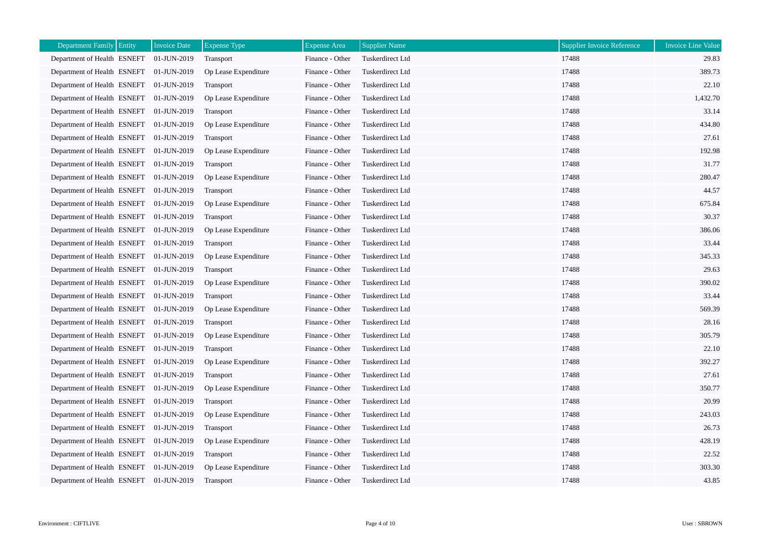| Department Family | Entity | Invoice Date | Expense Type | Expense Area | Supplier Name | Supplier Invoice Reference | Invoice Line Value |
|---|---|---|---|---|---|---|---|
| Department of Health | ESNEFT | 01-JUN-2019 | Transport | Finance - Other | Tuskerdirect Ltd | 17488 | 29.83 |
| Department of Health | ESNEFT | 01-JUN-2019 | Op Lease Expenditure | Finance - Other | Tuskerdirect Ltd | 17488 | 389.73 |
| Department of Health | ESNEFT | 01-JUN-2019 | Transport | Finance - Other | Tuskerdirect Ltd | 17488 | 22.10 |
| Department of Health | ESNEFT | 01-JUN-2019 | Op Lease Expenditure | Finance - Other | Tuskerdirect Ltd | 17488 | 1,432.70 |
| Department of Health | ESNEFT | 01-JUN-2019 | Transport | Finance - Other | Tuskerdirect Ltd | 17488 | 33.14 |
| Department of Health | ESNEFT | 01-JUN-2019 | Op Lease Expenditure | Finance - Other | Tuskerdirect Ltd | 17488 | 434.80 |
| Department of Health | ESNEFT | 01-JUN-2019 | Transport | Finance - Other | Tuskerdirect Ltd | 17488 | 27.61 |
| Department of Health | ESNEFT | 01-JUN-2019 | Op Lease Expenditure | Finance - Other | Tuskerdirect Ltd | 17488 | 192.98 |
| Department of Health | ESNEFT | 01-JUN-2019 | Transport | Finance - Other | Tuskerdirect Ltd | 17488 | 31.77 |
| Department of Health | ESNEFT | 01-JUN-2019 | Op Lease Expenditure | Finance - Other | Tuskerdirect Ltd | 17488 | 280.47 |
| Department of Health | ESNEFT | 01-JUN-2019 | Transport | Finance - Other | Tuskerdirect Ltd | 17488 | 44.57 |
| Department of Health | ESNEFT | 01-JUN-2019 | Op Lease Expenditure | Finance - Other | Tuskerdirect Ltd | 17488 | 675.84 |
| Department of Health | ESNEFT | 01-JUN-2019 | Transport | Finance - Other | Tuskerdirect Ltd | 17488 | 30.37 |
| Department of Health | ESNEFT | 01-JUN-2019 | Op Lease Expenditure | Finance - Other | Tuskerdirect Ltd | 17488 | 386.06 |
| Department of Health | ESNEFT | 01-JUN-2019 | Transport | Finance - Other | Tuskerdirect Ltd | 17488 | 33.44 |
| Department of Health | ESNEFT | 01-JUN-2019 | Op Lease Expenditure | Finance - Other | Tuskerdirect Ltd | 17488 | 345.33 |
| Department of Health | ESNEFT | 01-JUN-2019 | Transport | Finance - Other | Tuskerdirect Ltd | 17488 | 29.63 |
| Department of Health | ESNEFT | 01-JUN-2019 | Op Lease Expenditure | Finance - Other | Tuskerdirect Ltd | 17488 | 390.02 |
| Department of Health | ESNEFT | 01-JUN-2019 | Transport | Finance - Other | Tuskerdirect Ltd | 17488 | 33.44 |
| Department of Health | ESNEFT | 01-JUN-2019 | Op Lease Expenditure | Finance - Other | Tuskerdirect Ltd | 17488 | 569.39 |
| Department of Health | ESNEFT | 01-JUN-2019 | Transport | Finance - Other | Tuskerdirect Ltd | 17488 | 28.16 |
| Department of Health | ESNEFT | 01-JUN-2019 | Op Lease Expenditure | Finance - Other | Tuskerdirect Ltd | 17488 | 305.79 |
| Department of Health | ESNEFT | 01-JUN-2019 | Transport | Finance - Other | Tuskerdirect Ltd | 17488 | 22.10 |
| Department of Health | ESNEFT | 01-JUN-2019 | Op Lease Expenditure | Finance - Other | Tuskerdirect Ltd | 17488 | 392.27 |
| Department of Health | ESNEFT | 01-JUN-2019 | Transport | Finance - Other | Tuskerdirect Ltd | 17488 | 27.61 |
| Department of Health | ESNEFT | 01-JUN-2019 | Op Lease Expenditure | Finance - Other | Tuskerdirect Ltd | 17488 | 350.77 |
| Department of Health | ESNEFT | 01-JUN-2019 | Transport | Finance - Other | Tuskerdirect Ltd | 17488 | 20.99 |
| Department of Health | ESNEFT | 01-JUN-2019 | Op Lease Expenditure | Finance - Other | Tuskerdirect Ltd | 17488 | 243.03 |
| Department of Health | ESNEFT | 01-JUN-2019 | Transport | Finance - Other | Tuskerdirect Ltd | 17488 | 26.73 |
| Department of Health | ESNEFT | 01-JUN-2019 | Op Lease Expenditure | Finance - Other | Tuskerdirect Ltd | 17488 | 428.19 |
| Department of Health | ESNEFT | 01-JUN-2019 | Transport | Finance - Other | Tuskerdirect Ltd | 17488 | 22.52 |
| Department of Health | ESNEFT | 01-JUN-2019 | Op Lease Expenditure | Finance - Other | Tuskerdirect Ltd | 17488 | 303.30 |
| Department of Health | ESNEFT | 01-JUN-2019 | Transport | Finance - Other | Tuskerdirect Ltd | 17488 | 43.85 |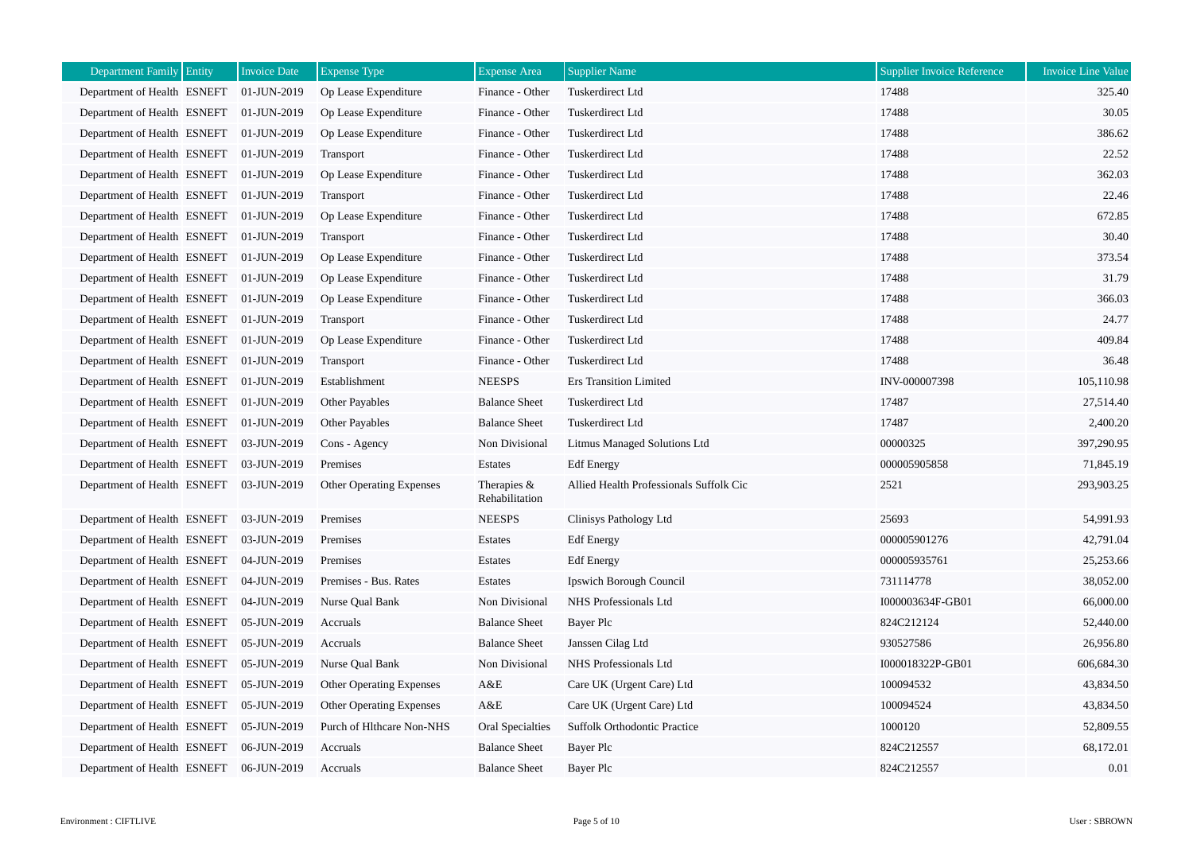| Department Family | Entity | Invoice Date | Expense Type | Expense Area | Supplier Name | Supplier Invoice Reference | Invoice Line Value |
|---|---|---|---|---|---|---|---|
| Department of Health | ESNEFT | 01-JUN-2019 | Op Lease Expenditure | Finance - Other | Tuskerdirect Ltd | 17488 | 325.40 |
| Department of Health | ESNEFT | 01-JUN-2019 | Op Lease Expenditure | Finance - Other | Tuskerdirect Ltd | 17488 | 30.05 |
| Department of Health | ESNEFT | 01-JUN-2019 | Op Lease Expenditure | Finance - Other | Tuskerdirect Ltd | 17488 | 386.62 |
| Department of Health | ESNEFT | 01-JUN-2019 | Transport | Finance - Other | Tuskerdirect Ltd | 17488 | 22.52 |
| Department of Health | ESNEFT | 01-JUN-2019 | Op Lease Expenditure | Finance - Other | Tuskerdirect Ltd | 17488 | 362.03 |
| Department of Health | ESNEFT | 01-JUN-2019 | Transport | Finance - Other | Tuskerdirect Ltd | 17488 | 22.46 |
| Department of Health | ESNEFT | 01-JUN-2019 | Op Lease Expenditure | Finance - Other | Tuskerdirect Ltd | 17488 | 672.85 |
| Department of Health | ESNEFT | 01-JUN-2019 | Transport | Finance - Other | Tuskerdirect Ltd | 17488 | 30.40 |
| Department of Health | ESNEFT | 01-JUN-2019 | Op Lease Expenditure | Finance - Other | Tuskerdirect Ltd | 17488 | 373.54 |
| Department of Health | ESNEFT | 01-JUN-2019 | Op Lease Expenditure | Finance - Other | Tuskerdirect Ltd | 17488 | 31.79 |
| Department of Health | ESNEFT | 01-JUN-2019 | Op Lease Expenditure | Finance - Other | Tuskerdirect Ltd | 17488 | 366.03 |
| Department of Health | ESNEFT | 01-JUN-2019 | Transport | Finance - Other | Tuskerdirect Ltd | 17488 | 24.77 |
| Department of Health | ESNEFT | 01-JUN-2019 | Op Lease Expenditure | Finance - Other | Tuskerdirect Ltd | 17488 | 409.84 |
| Department of Health | ESNEFT | 01-JUN-2019 | Transport | Finance - Other | Tuskerdirect Ltd | 17488 | 36.48 |
| Department of Health | ESNEFT | 01-JUN-2019 | Establishment | NEESPS | Ers Transition Limited | INV-000007398 | 105,110.98 |
| Department of Health | ESNEFT | 01-JUN-2019 | Other Payables | Balance Sheet | Tuskerdirect Ltd | 17487 | 27,514.40 |
| Department of Health | ESNEFT | 01-JUN-2019 | Other Payables | Balance Sheet | Tuskerdirect Ltd | 17487 | 2,400.20 |
| Department of Health | ESNEFT | 03-JUN-2019 | Cons - Agency | Non Divisional | Litmus Managed Solutions Ltd | 00000325 | 397,290.95 |
| Department of Health | ESNEFT | 03-JUN-2019 | Premises | Estates | Edf Energy | 000005905858 | 71,845.19 |
| Department of Health | ESNEFT | 03-JUN-2019 | Other Operating Expenses | Therapies & Rehabilitation | Allied Health Professionals Suffolk Cic | 2521 | 293,903.25 |
| Department of Health | ESNEFT | 03-JUN-2019 | Premises | NEESPS | Clinisys Pathology Ltd | 25693 | 54,991.93 |
| Department of Health | ESNEFT | 03-JUN-2019 | Premises | Estates | Edf Energy | 000005901276 | 42,791.04 |
| Department of Health | ESNEFT | 04-JUN-2019 | Premises | Estates | Edf Energy | 000005935761 | 25,253.66 |
| Department of Health | ESNEFT | 04-JUN-2019 | Premises - Bus. Rates | Estates | Ipswich Borough Council | 731114778 | 38,052.00 |
| Department of Health | ESNEFT | 04-JUN-2019 | Nurse Qual Bank | Non Divisional | NHS Professionals Ltd | I000003634F-GB01 | 66,000.00 |
| Department of Health | ESNEFT | 05-JUN-2019 | Accruals | Balance Sheet | Bayer Plc | 824C212124 | 52,440.00 |
| Department of Health | ESNEFT | 05-JUN-2019 | Accruals | Balance Sheet | Janssen Cilag Ltd | 930527586 | 26,956.80 |
| Department of Health | ESNEFT | 05-JUN-2019 | Nurse Qual Bank | Non Divisional | NHS Professionals Ltd | I000018322P-GB01 | 606,684.30 |
| Department of Health | ESNEFT | 05-JUN-2019 | Other Operating Expenses | A&E | Care UK (Urgent Care) Ltd | 100094532 | 43,834.50 |
| Department of Health | ESNEFT | 05-JUN-2019 | Other Operating Expenses | A&E | Care UK (Urgent Care) Ltd | 100094524 | 43,834.50 |
| Department of Health | ESNEFT | 05-JUN-2019 | Purch of Hlthcare Non-NHS | Oral Specialties | Suffolk Orthodontic Practice | 1000120 | 52,809.55 |
| Department of Health | ESNEFT | 06-JUN-2019 | Accruals | Balance Sheet | Bayer Plc | 824C212557 | 68,172.01 |
| Department of Health | ESNEFT | 06-JUN-2019 | Accruals | Balance Sheet | Bayer Plc | 824C212557 | 0.01 |

Environment : CIFTLIVE

User : SBROWN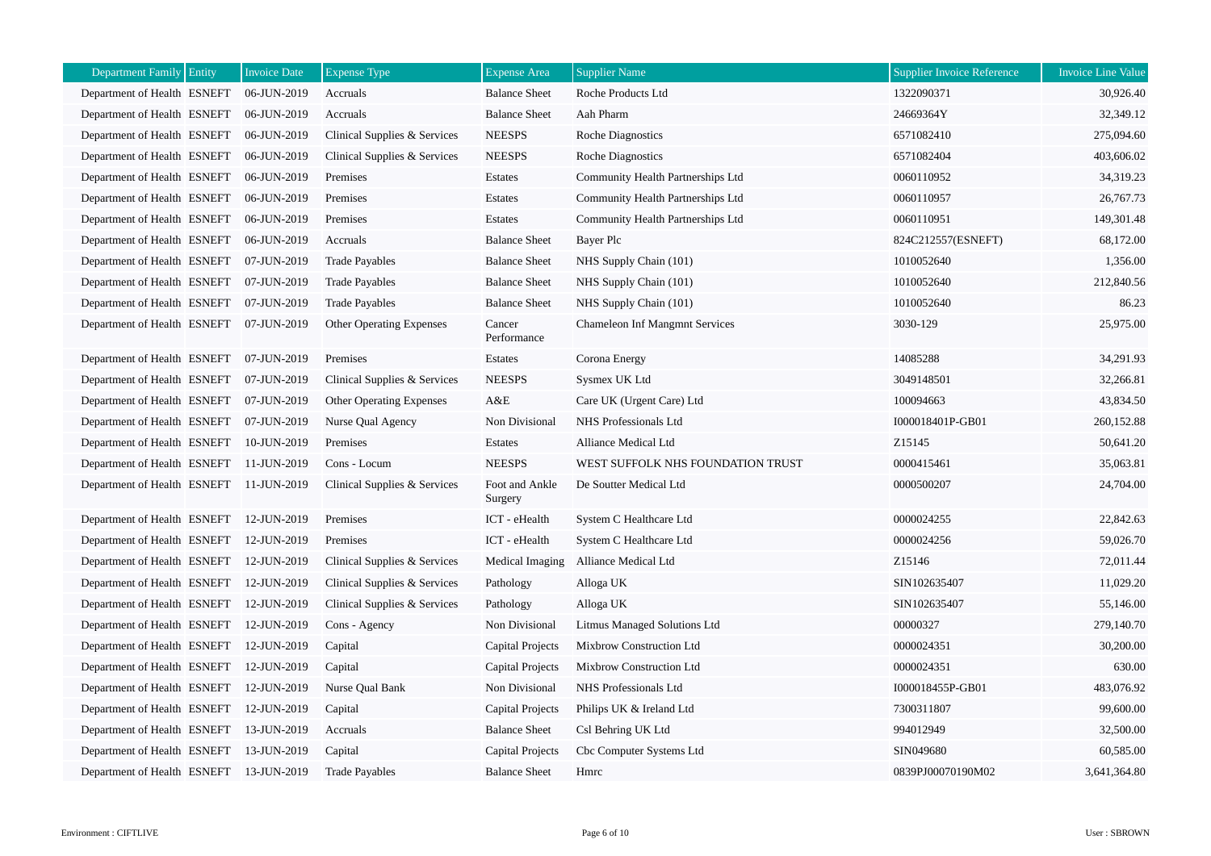| Department Family | Entity | Invoice Date | Expense Type | Expense Area | Supplier Name | Supplier Invoice Reference | Invoice Line Value |
|---|---|---|---|---|---|---|---|
| Department of Health | ESNEFT | 06-JUN-2019 | Accruals | Balance Sheet | Roche Products Ltd | 1322090371 | 30,926.40 |
| Department of Health | ESNEFT | 06-JUN-2019 | Accruals | Balance Sheet | Aah Pharm | 24669364Y | 32,349.12 |
| Department of Health | ESNEFT | 06-JUN-2019 | Clinical Supplies & Services | NEESPS | Roche Diagnostics | 6571082410 | 275,094.60 |
| Department of Health | ESNEFT | 06-JUN-2019 | Clinical Supplies & Services | NEESPS | Roche Diagnostics | 6571082404 | 403,606.02 |
| Department of Health | ESNEFT | 06-JUN-2019 | Premises | Estates | Community Health Partnerships Ltd | 0060110952 | 34,319.23 |
| Department of Health | ESNEFT | 06-JUN-2019 | Premises | Estates | Community Health Partnerships Ltd | 0060110957 | 26,767.73 |
| Department of Health | ESNEFT | 06-JUN-2019 | Premises | Estates | Community Health Partnerships Ltd | 0060110951 | 149,301.48 |
| Department of Health | ESNEFT | 06-JUN-2019 | Accruals | Balance Sheet | Bayer Plc | 824C212557(ESNEFT) | 68,172.00 |
| Department of Health | ESNEFT | 07-JUN-2019 | Trade Payables | Balance Sheet | NHS Supply Chain (101) | 1010052640 | 1,356.00 |
| Department of Health | ESNEFT | 07-JUN-2019 | Trade Payables | Balance Sheet | NHS Supply Chain (101) | 1010052640 | 212,840.56 |
| Department of Health | ESNEFT | 07-JUN-2019 | Trade Payables | Balance Sheet | NHS Supply Chain (101) | 1010052640 | 86.23 |
| Department of Health | ESNEFT | 07-JUN-2019 | Other Operating Expenses | Cancer Performance | Chameleon Inf Mangmnt Services | 3030-129 | 25,975.00 |
| Department of Health | ESNEFT | 07-JUN-2019 | Premises | Estates | Corona Energy | 14085288 | 34,291.93 |
| Department of Health | ESNEFT | 07-JUN-2019 | Clinical Supplies & Services | NEESPS | Sysmex UK Ltd | 3049148501 | 32,266.81 |
| Department of Health | ESNEFT | 07-JUN-2019 | Other Operating Expenses | A&E | Care UK (Urgent Care) Ltd | 100094663 | 43,834.50 |
| Department of Health | ESNEFT | 07-JUN-2019 | Nurse Qual Agency | Non Divisional | NHS Professionals Ltd | I000018401P-GB01 | 260,152.88 |
| Department of Health | ESNEFT | 10-JUN-2019 | Premises | Estates | Alliance Medical Ltd | Z15145 | 50,641.20 |
| Department of Health | ESNEFT | 11-JUN-2019 | Cons - Locum | NEESPS | WEST SUFFOLK NHS FOUNDATION TRUST | 0000415461 | 35,063.81 |
| Department of Health | ESNEFT | 11-JUN-2019 | Clinical Supplies & Services | Foot and Ankle Surgery | De Soutter Medical Ltd | 0000500207 | 24,704.00 |
| Department of Health | ESNEFT | 12-JUN-2019 | Premises | ICT - eHealth | System C Healthcare Ltd | 0000024255 | 22,842.63 |
| Department of Health | ESNEFT | 12-JUN-2019 | Premises | ICT - eHealth | System C Healthcare Ltd | 0000024256 | 59,026.70 |
| Department of Health | ESNEFT | 12-JUN-2019 | Clinical Supplies & Services | Medical Imaging | Alliance Medical Ltd | Z15146 | 72,011.44 |
| Department of Health | ESNEFT | 12-JUN-2019 | Clinical Supplies & Services | Pathology | Alloga UK | SIN102635407 | 11,029.20 |
| Department of Health | ESNEFT | 12-JUN-2019 | Clinical Supplies & Services | Pathology | Alloga UK | SIN102635407 | 55,146.00 |
| Department of Health | ESNEFT | 12-JUN-2019 | Cons - Agency | Non Divisional | Litmus Managed Solutions Ltd | 00000327 | 279,140.70 |
| Department of Health | ESNEFT | 12-JUN-2019 | Capital | Capital Projects | Mixbrow Construction Ltd | 0000024351 | 30,200.00 |
| Department of Health | ESNEFT | 12-JUN-2019 | Capital | Capital Projects | Mixbrow Construction Ltd | 0000024351 | 630.00 |
| Department of Health | ESNEFT | 12-JUN-2019 | Nurse Qual Bank | Non Divisional | NHS Professionals Ltd | I000018455P-GB01 | 483,076.92 |
| Department of Health | ESNEFT | 12-JUN-2019 | Capital | Capital Projects | Philips UK & Ireland Ltd | 7300311807 | 99,600.00 |
| Department of Health | ESNEFT | 13-JUN-2019 | Accruals | Balance Sheet | Csl Behring UK Ltd | 994012949 | 32,500.00 |
| Department of Health | ESNEFT | 13-JUN-2019 | Capital | Capital Projects | Cbc Computer Systems Ltd | SIN049680 | 60,585.00 |
| Department of Health | ESNEFT | 13-JUN-2019 | Trade Payables | Balance Sheet | Hmrc | 0839PJ00070190M02 | 3,641,364.80 |

Environment : CIFTLIVE

User : SBROWN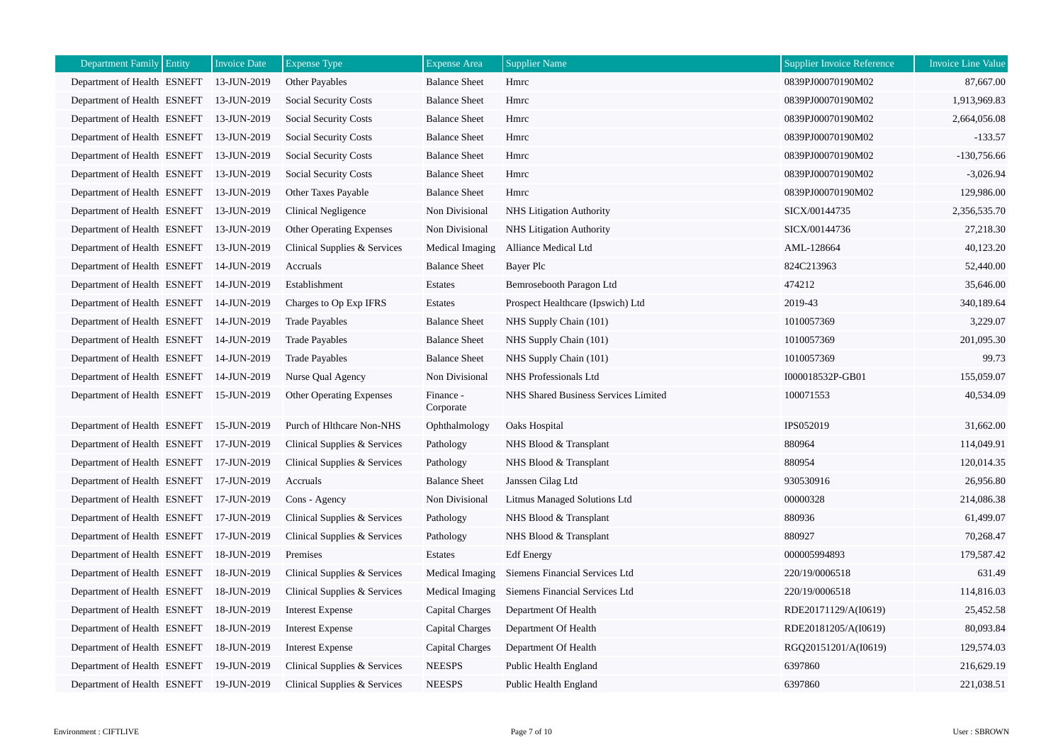| Department Family | Entity | Invoice Date | Expense Type | Expense Area | Supplier Name | Supplier Invoice Reference | Invoice Line Value |
|---|---|---|---|---|---|---|---|
| Department of Health | ESNEFT | 13-JUN-2019 | Other Payables | Balance Sheet | Hmrc | 0839PJ00070190M02 | 87,667.00 |
| Department of Health | ESNEFT | 13-JUN-2019 | Social Security Costs | Balance Sheet | Hmrc | 0839PJ00070190M02 | 1,913,969.83 |
| Department of Health | ESNEFT | 13-JUN-2019 | Social Security Costs | Balance Sheet | Hmrc | 0839PJ00070190M02 | 2,664,056.08 |
| Department of Health | ESNEFT | 13-JUN-2019 | Social Security Costs | Balance Sheet | Hmrc | 0839PJ00070190M02 | -133.57 |
| Department of Health | ESNEFT | 13-JUN-2019 | Social Security Costs | Balance Sheet | Hmrc | 0839PJ00070190M02 | -130,756.66 |
| Department of Health | ESNEFT | 13-JUN-2019 | Social Security Costs | Balance Sheet | Hmrc | 0839PJ00070190M02 | -3,026.94 |
| Department of Health | ESNEFT | 13-JUN-2019 | Other Taxes Payable | Balance Sheet | Hmrc | 0839PJ00070190M02 | 129,986.00 |
| Department of Health | ESNEFT | 13-JUN-2019 | Clinical Negligence | Non Divisional | NHS Litigation Authority | SICX/00144735 | 2,356,535.70 |
| Department of Health | ESNEFT | 13-JUN-2019 | Other Operating Expenses | Non Divisional | NHS Litigation Authority | SICX/00144736 | 27,218.30 |
| Department of Health | ESNEFT | 13-JUN-2019 | Clinical Supplies & Services | Medical Imaging | Alliance Medical Ltd | AML-128664 | 40,123.20 |
| Department of Health | ESNEFT | 14-JUN-2019 | Accruals | Balance Sheet | Bayer Plc | 824C213963 | 52,440.00 |
| Department of Health | ESNEFT | 14-JUN-2019 | Establishment | Estates | Bemrosebooth Paragon Ltd | 474212 | 35,646.00 |
| Department of Health | ESNEFT | 14-JUN-2019 | Charges to Op Exp IFRS | Estates | Prospect Healthcare (Ipswich) Ltd | 2019-43 | 340,189.64 |
| Department of Health | ESNEFT | 14-JUN-2019 | Trade Payables | Balance Sheet | NHS Supply Chain (101) | 1010057369 | 3,229.07 |
| Department of Health | ESNEFT | 14-JUN-2019 | Trade Payables | Balance Sheet | NHS Supply Chain (101) | 1010057369 | 201,095.30 |
| Department of Health | ESNEFT | 14-JUN-2019 | Trade Payables | Balance Sheet | NHS Supply Chain (101) | 1010057369 | 99.73 |
| Department of Health | ESNEFT | 14-JUN-2019 | Nurse Qual Agency | Non Divisional | NHS Professionals Ltd | I000018532P-GB01 | 155,059.07 |
| Department of Health | ESNEFT | 15-JUN-2019 | Other Operating Expenses | Finance - Corporate | NHS Shared Business Services Limited | 100071553 | 40,534.09 |
| Department of Health | ESNEFT | 15-JUN-2019 | Purch of Hlthcare Non-NHS | Ophthalmology | Oaks Hospital | IPS052019 | 31,662.00 |
| Department of Health | ESNEFT | 17-JUN-2019 | Clinical Supplies & Services | Pathology | NHS Blood & Transplant | 880964 | 114,049.91 |
| Department of Health | ESNEFT | 17-JUN-2019 | Clinical Supplies & Services | Pathology | NHS Blood & Transplant | 880954 | 120,014.35 |
| Department of Health | ESNEFT | 17-JUN-2019 | Accruals | Balance Sheet | Janssen Cilag Ltd | 930530916 | 26,956.80 |
| Department of Health | ESNEFT | 17-JUN-2019 | Cons - Agency | Non Divisional | Litmus Managed Solutions Ltd | 00000328 | 214,086.38 |
| Department of Health | ESNEFT | 17-JUN-2019 | Clinical Supplies & Services | Pathology | NHS Blood & Transplant | 880936 | 61,499.07 |
| Department of Health | ESNEFT | 17-JUN-2019 | Clinical Supplies & Services | Pathology | NHS Blood & Transplant | 880927 | 70,268.47 |
| Department of Health | ESNEFT | 18-JUN-2019 | Premises | Estates | Edf Energy | 000005994893 | 179,587.42 |
| Department of Health | ESNEFT | 18-JUN-2019 | Clinical Supplies & Services | Medical Imaging | Siemens Financial Services Ltd | 220/19/0006518 | 631.49 |
| Department of Health | ESNEFT | 18-JUN-2019 | Clinical Supplies & Services | Medical Imaging | Siemens Financial Services Ltd | 220/19/0006518 | 114,816.03 |
| Department of Health | ESNEFT | 18-JUN-2019 | Interest Expense | Capital Charges | Department Of Health | RDE20171129/A(I0619) | 25,452.58 |
| Department of Health | ESNEFT | 18-JUN-2019 | Interest Expense | Capital Charges | Department Of Health | RDE20181205/A(I0619) | 80,093.84 |
| Department of Health | ESNEFT | 18-JUN-2019 | Interest Expense | Capital Charges | Department Of Health | RGQ20151201/A(I0619) | 129,574.03 |
| Department of Health | ESNEFT | 19-JUN-2019 | Clinical Supplies & Services | NEESPS | Public Health England | 6397860 | 216,629.19 |
| Department of Health | ESNEFT | 19-JUN-2019 | Clinical Supplies & Services | NEESPS | Public Health England | 6397860 | 221,038.51 |

Environment : CIFTLIVE

User : SBROWN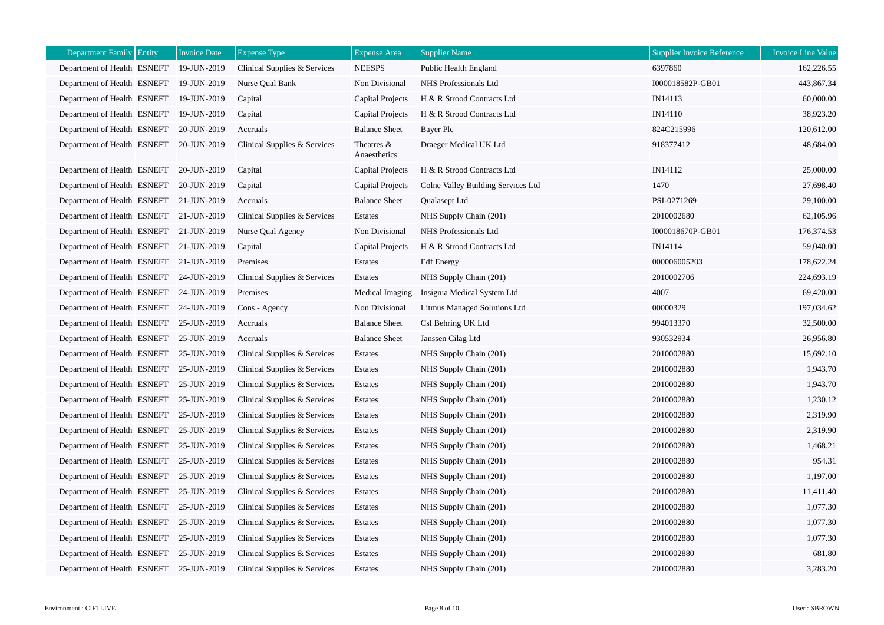| Department Family | Entity | Invoice Date | Expense Type | Expense Area | Supplier Name | Supplier Invoice Reference | Invoice Line Value |
|---|---|---|---|---|---|---|---|
| Department of Health | ESNEFT | 19-JUN-2019 | Clinical Supplies & Services | NEESPS | Public Health England | 6397860 | 162,226.55 |
| Department of Health | ESNEFT | 19-JUN-2019 | Nurse Qual Bank | Non Divisional | NHS Professionals Ltd | I000018582P-GB01 | 443,867.34 |
| Department of Health | ESNEFT | 19-JUN-2019 | Capital | Capital Projects | H & R Strood Contracts Ltd | IN14113 | 60,000.00 |
| Department of Health | ESNEFT | 19-JUN-2019 | Capital | Capital Projects | H & R Strood Contracts Ltd | IN14110 | 38,923.20 |
| Department of Health | ESNEFT | 20-JUN-2019 | Accruals | Balance Sheet | Bayer Plc | 824C215996 | 120,612.00 |
| Department of Health | ESNEFT | 20-JUN-2019 | Clinical Supplies & Services | Theatres & Anaesthetics | Draeger Medical UK Ltd | 918377412 | 48,684.00 |
| Department of Health | ESNEFT | 20-JUN-2019 | Capital | Capital Projects | H & R Strood Contracts Ltd | IN14112 | 25,000.00 |
| Department of Health | ESNEFT | 20-JUN-2019 | Capital | Capital Projects | Colne Valley Building Services Ltd | 1470 | 27,698.40 |
| Department of Health | ESNEFT | 21-JUN-2019 | Accruals | Balance Sheet | Qualasept Ltd | PSI-0271269 | 29,100.00 |
| Department of Health | ESNEFT | 21-JUN-2019 | Clinical Supplies & Services | Estates | NHS Supply Chain (201) | 2010002680 | 62,105.96 |
| Department of Health | ESNEFT | 21-JUN-2019 | Nurse Qual Agency | Non Divisional | NHS Professionals Ltd | I000018670P-GB01 | 176,374.53 |
| Department of Health | ESNEFT | 21-JUN-2019 | Capital | Capital Projects | H & R Strood Contracts Ltd | IN14114 | 59,040.00 |
| Department of Health | ESNEFT | 21-JUN-2019 | Premises | Estates | Edf Energy | 000006005203 | 178,622.24 |
| Department of Health | ESNEFT | 24-JUN-2019 | Clinical Supplies & Services | Estates | NHS Supply Chain (201) | 2010002706 | 224,693.19 |
| Department of Health | ESNEFT | 24-JUN-2019 | Premises | Medical Imaging | Insignia Medical System Ltd | 4007 | 69,420.00 |
| Department of Health | ESNEFT | 24-JUN-2019 | Cons - Agency | Non Divisional | Litmus Managed Solutions Ltd | 00000329 | 197,034.62 |
| Department of Health | ESNEFT | 25-JUN-2019 | Accruals | Balance Sheet | Csl Behring UK Ltd | 994013370 | 32,500.00 |
| Department of Health | ESNEFT | 25-JUN-2019 | Accruals | Balance Sheet | Janssen Cilag Ltd | 930532934 | 26,956.80 |
| Department of Health | ESNEFT | 25-JUN-2019 | Clinical Supplies & Services | Estates | NHS Supply Chain (201) | 2010002880 | 15,692.10 |
| Department of Health | ESNEFT | 25-JUN-2019 | Clinical Supplies & Services | Estates | NHS Supply Chain (201) | 2010002880 | 1,943.70 |
| Department of Health | ESNEFT | 25-JUN-2019 | Clinical Supplies & Services | Estates | NHS Supply Chain (201) | 2010002880 | 1,943.70 |
| Department of Health | ESNEFT | 25-JUN-2019 | Clinical Supplies & Services | Estates | NHS Supply Chain (201) | 2010002880 | 1,230.12 |
| Department of Health | ESNEFT | 25-JUN-2019 | Clinical Supplies & Services | Estates | NHS Supply Chain (201) | 2010002880 | 2,319.90 |
| Department of Health | ESNEFT | 25-JUN-2019 | Clinical Supplies & Services | Estates | NHS Supply Chain (201) | 2010002880 | 2,319.90 |
| Department of Health | ESNEFT | 25-JUN-2019 | Clinical Supplies & Services | Estates | NHS Supply Chain (201) | 2010002880 | 1,468.21 |
| Department of Health | ESNEFT | 25-JUN-2019 | Clinical Supplies & Services | Estates | NHS Supply Chain (201) | 2010002880 | 954.31 |
| Department of Health | ESNEFT | 25-JUN-2019 | Clinical Supplies & Services | Estates | NHS Supply Chain (201) | 2010002880 | 1,197.00 |
| Department of Health | ESNEFT | 25-JUN-2019 | Clinical Supplies & Services | Estates | NHS Supply Chain (201) | 2010002880 | 11,411.40 |
| Department of Health | ESNEFT | 25-JUN-2019 | Clinical Supplies & Services | Estates | NHS Supply Chain (201) | 2010002880 | 1,077.30 |
| Department of Health | ESNEFT | 25-JUN-2019 | Clinical Supplies & Services | Estates | NHS Supply Chain (201) | 2010002880 | 1,077.30 |
| Department of Health | ESNEFT | 25-JUN-2019 | Clinical Supplies & Services | Estates | NHS Supply Chain (201) | 2010002880 | 1,077.30 |
| Department of Health | ESNEFT | 25-JUN-2019 | Clinical Supplies & Services | Estates | NHS Supply Chain (201) | 2010002880 | 681.80 |
| Department of Health | ESNEFT | 25-JUN-2019 | Clinical Supplies & Services | Estates | NHS Supply Chain (201) | 2010002880 | 3,283.20 |

Environment : CIFTLIVE

User : SBROWN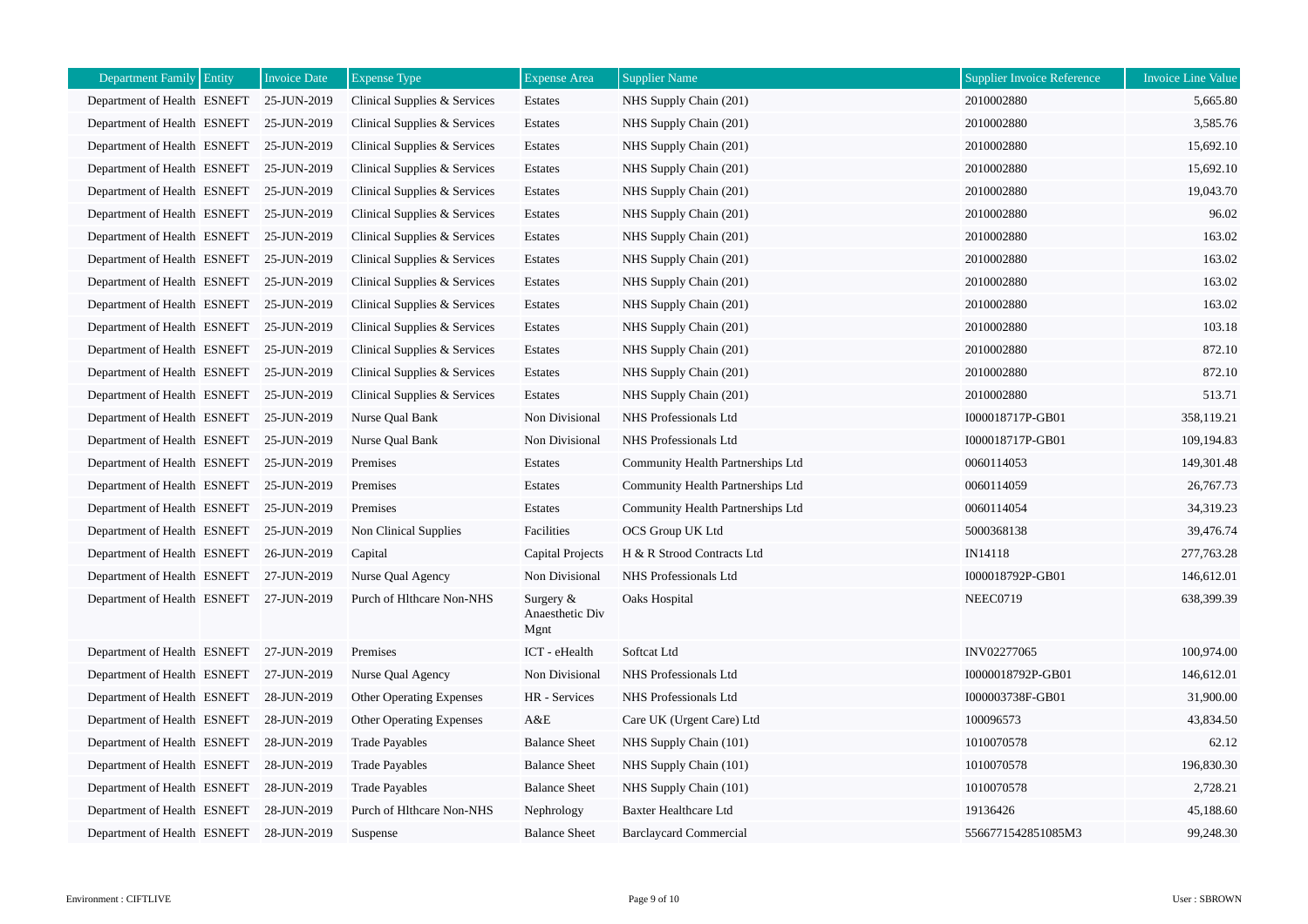| Department Family | Entity | Invoice Date | Expense Type | Expense Area | Supplier Name | Supplier Invoice Reference | Invoice Line Value |
|---|---|---|---|---|---|---|---|
| Department of Health | ESNEFT | 25-JUN-2019 | Clinical Supplies & Services | Estates | NHS Supply Chain (201) | 2010002880 | 5,665.80 |
| Department of Health | ESNEFT | 25-JUN-2019 | Clinical Supplies & Services | Estates | NHS Supply Chain (201) | 2010002880 | 3,585.76 |
| Department of Health | ESNEFT | 25-JUN-2019 | Clinical Supplies & Services | Estates | NHS Supply Chain (201) | 2010002880 | 15,692.10 |
| Department of Health | ESNEFT | 25-JUN-2019 | Clinical Supplies & Services | Estates | NHS Supply Chain (201) | 2010002880 | 15,692.10 |
| Department of Health | ESNEFT | 25-JUN-2019 | Clinical Supplies & Services | Estates | NHS Supply Chain (201) | 2010002880 | 19,043.70 |
| Department of Health | ESNEFT | 25-JUN-2019 | Clinical Supplies & Services | Estates | NHS Supply Chain (201) | 2010002880 | 96.02 |
| Department of Health | ESNEFT | 25-JUN-2019 | Clinical Supplies & Services | Estates | NHS Supply Chain (201) | 2010002880 | 163.02 |
| Department of Health | ESNEFT | 25-JUN-2019 | Clinical Supplies & Services | Estates | NHS Supply Chain (201) | 2010002880 | 163.02 |
| Department of Health | ESNEFT | 25-JUN-2019 | Clinical Supplies & Services | Estates | NHS Supply Chain (201) | 2010002880 | 163.02 |
| Department of Health | ESNEFT | 25-JUN-2019 | Clinical Supplies & Services | Estates | NHS Supply Chain (201) | 2010002880 | 163.02 |
| Department of Health | ESNEFT | 25-JUN-2019 | Clinical Supplies & Services | Estates | NHS Supply Chain (201) | 2010002880 | 103.18 |
| Department of Health | ESNEFT | 25-JUN-2019 | Clinical Supplies & Services | Estates | NHS Supply Chain (201) | 2010002880 | 872.10 |
| Department of Health | ESNEFT | 25-JUN-2019 | Clinical Supplies & Services | Estates | NHS Supply Chain (201) | 2010002880 | 872.10 |
| Department of Health | ESNEFT | 25-JUN-2019 | Clinical Supplies & Services | Estates | NHS Supply Chain (201) | 2010002880 | 513.71 |
| Department of Health | ESNEFT | 25-JUN-2019 | Nurse Qual Bank | Non Divisional | NHS Professionals Ltd | I000018717P-GB01 | 358,119.21 |
| Department of Health | ESNEFT | 25-JUN-2019 | Nurse Qual Bank | Non Divisional | NHS Professionals Ltd | I000018717P-GB01 | 109,194.83 |
| Department of Health | ESNEFT | 25-JUN-2019 | Premises | Estates | Community Health Partnerships Ltd | 0060114053 | 149,301.48 |
| Department of Health | ESNEFT | 25-JUN-2019 | Premises | Estates | Community Health Partnerships Ltd | 0060114059 | 26,767.73 |
| Department of Health | ESNEFT | 25-JUN-2019 | Premises | Estates | Community Health Partnerships Ltd | 0060114054 | 34,319.23 |
| Department of Health | ESNEFT | 25-JUN-2019 | Non Clinical Supplies | Facilities | OCS Group UK Ltd | 5000368138 | 39,476.74 |
| Department of Health | ESNEFT | 26-JUN-2019 | Capital | Capital Projects | H & R Strood Contracts Ltd | IN14118 | 277,763.28 |
| Department of Health | ESNEFT | 27-JUN-2019 | Nurse Qual Agency | Non Divisional | NHS Professionals Ltd | I000018792P-GB01 | 146,612.01 |
| Department of Health | ESNEFT | 27-JUN-2019 | Purch of Hlthcare Non-NHS | Surgery & Anaesthetic Div Mgnt | Oaks Hospital | NEEC0719 | 638,399.39 |
| Department of Health | ESNEFT | 27-JUN-2019 | Premises | ICT - eHealth | Softcat Ltd | INV02277065 | 100,974.00 |
| Department of Health | ESNEFT | 27-JUN-2019 | Nurse Qual Agency | Non Divisional | NHS Professionals Ltd | I0000018792P-GB01 | 146,612.01 |
| Department of Health | ESNEFT | 28-JUN-2019 | Other Operating Expenses | HR - Services | NHS Professionals Ltd | I000003738F-GB01 | 31,900.00 |
| Department of Health | ESNEFT | 28-JUN-2019 | Other Operating Expenses | A&E | Care UK (Urgent Care) Ltd | 100096573 | 43,834.50 |
| Department of Health | ESNEFT | 28-JUN-2019 | Trade Payables | Balance Sheet | NHS Supply Chain (101) | 1010070578 | 62.12 |
| Department of Health | ESNEFT | 28-JUN-2019 | Trade Payables | Balance Sheet | NHS Supply Chain (101) | 1010070578 | 196,830.30 |
| Department of Health | ESNEFT | 28-JUN-2019 | Trade Payables | Balance Sheet | NHS Supply Chain (101) | 1010070578 | 2,728.21 |
| Department of Health | ESNEFT | 28-JUN-2019 | Purch of Hlthcare Non-NHS | Nephrology | Baxter Healthcare Ltd | 19136426 | 45,188.60 |
| Department of Health | ESNEFT | 28-JUN-2019 | Suspense | Balance Sheet | Barclaycard Commercial | 5566771542851085M3 | 99,248.30 |

Environment : CIFTLIVE

User : SBROWN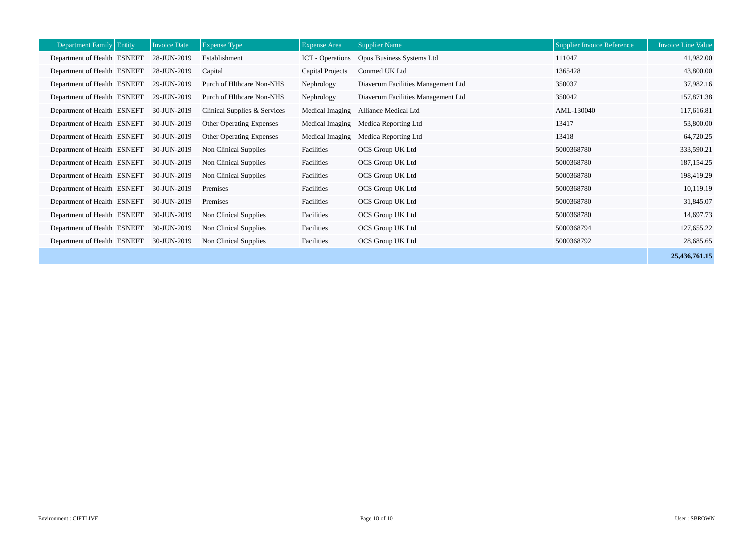| Department Family | Entity | Invoice Date | Expense Type | Expense Area | Supplier Name | Supplier Invoice Reference | Invoice Line Value |
|---|---|---|---|---|---|---|---|
| Department of Health | ESNEFT | 28-JUN-2019 | Establishment | ICT - Operations | Opus Business Systems Ltd | 111047 | 41,982.00 |
| Department of Health | ESNEFT | 28-JUN-2019 | Capital | Capital Projects | Conmed UK Ltd | 1365428 | 43,800.00 |
| Department of Health | ESNEFT | 29-JUN-2019 | Purch of Hlthcare Non-NHS | Nephrology | Diaverum Facilities Management Ltd | 350037 | 37,982.16 |
| Department of Health | ESNEFT | 29-JUN-2019 | Purch of Hlthcare Non-NHS | Nephrology | Diaverum Facilities Management Ltd | 350042 | 157,871.38 |
| Department of Health | ESNEFT | 30-JUN-2019 | Clinical Supplies & Services | Medical Imaging | Alliance Medical Ltd | AML-130040 | 117,616.81 |
| Department of Health | ESNEFT | 30-JUN-2019 | Other Operating Expenses | Medical Imaging | Medica Reporting Ltd | 13417 | 53,800.00 |
| Department of Health | ESNEFT | 30-JUN-2019 | Other Operating Expenses | Medical Imaging | Medica Reporting Ltd | 13418 | 64,720.25 |
| Department of Health | ESNEFT | 30-JUN-2019 | Non Clinical Supplies | Facilities | OCS Group UK Ltd | 5000368780 | 333,590.21 |
| Department of Health | ESNEFT | 30-JUN-2019 | Non Clinical Supplies | Facilities | OCS Group UK Ltd | 5000368780 | 187,154.25 |
| Department of Health | ESNEFT | 30-JUN-2019 | Non Clinical Supplies | Facilities | OCS Group UK Ltd | 5000368780 | 198,419.29 |
| Department of Health | ESNEFT | 30-JUN-2019 | Premises | Facilities | OCS Group UK Ltd | 5000368780 | 10,119.19 |
| Department of Health | ESNEFT | 30-JUN-2019 | Premises | Facilities | OCS Group UK Ltd | 5000368780 | 31,845.07 |
| Department of Health | ESNEFT | 30-JUN-2019 | Non Clinical Supplies | Facilities | OCS Group UK Ltd | 5000368780 | 14,697.73 |
| Department of Health | ESNEFT | 30-JUN-2019 | Non Clinical Supplies | Facilities | OCS Group UK Ltd | 5000368794 | 127,655.22 |
| Department of Health | ESNEFT | 30-JUN-2019 | Non Clinical Supplies | Facilities | OCS Group UK Ltd | 5000368792 | 28,685.65 |
| | | | | | | | **25,436,761.15** |

Environment : CIFTLIVE

User : SBROWN